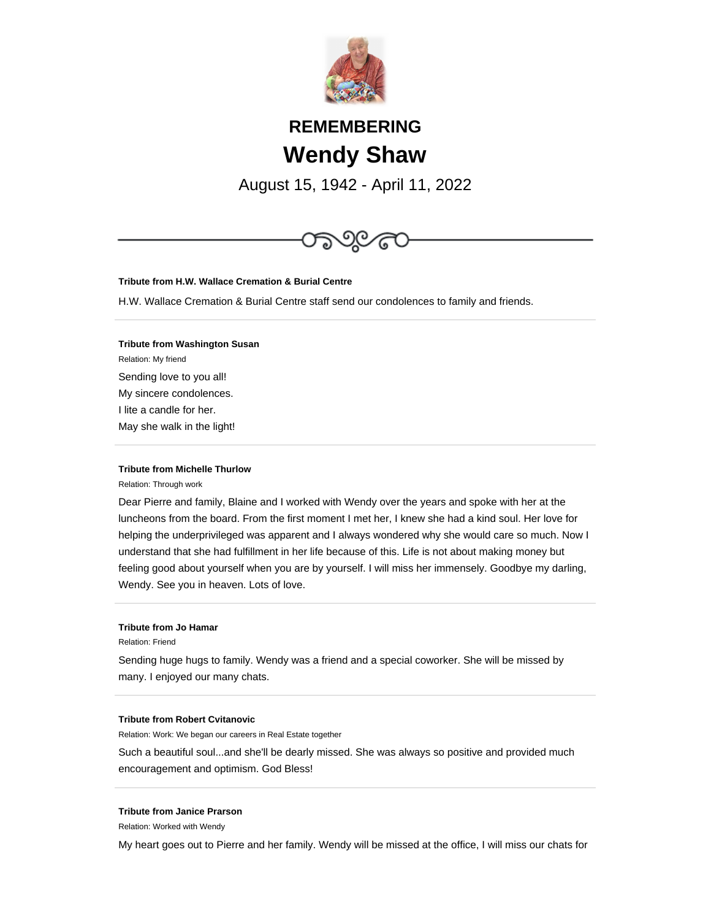# REMEMBERING

# Wendy Shaw

August 15, 1942 - April 11, 2022

**Tribute from H.W. Wallace Cremation & Burial Centre**

H.W. Wallace Cremation & Burial Centre staff send our condolences to family and friends.

---

**Tribute from Washington Susan**

Relation: My friend

Sending love to you all!
My sincere condolences.
I lite a candle for her.
May she walk in the light!

---

**Tribute from Michelle Thurlow**

Relation: Through work

Dear Pierre and family, Blaine and I worked with Wendy over the years and spoke with her at the luncheons from the board. From the first moment I met her, I knew she had a kind soul. Her love for helping the underprivileged was apparent and I always wondered why she would care so much. Now I understand that she had fulfillment in her life because of this. Life is not about making money but feeling good about yourself when you are by yourself. I will miss her immensely. Goodbye my darling, Wendy. See you in heaven. Lots of love.

---

**Tribute from Jo Hamar**

Relation: Friend

Sending huge hugs to family. Wendy was a friend and a special coworker. She will be missed by many. I enjoyed our many chats.

---

**Tribute from Robert Cvitanovic**

Relation: Work: We began our careers in Real Estate together

Such a beautiful soul...and she'll be dearly missed. She was always so positive and provided much encouragement and optimism. God Bless!

---

**Tribute from Janice Prarson**

Relation: Worked with Wendy

My heart goes out to Pierre and her family. Wendy will be missed at the office, I will miss our chats for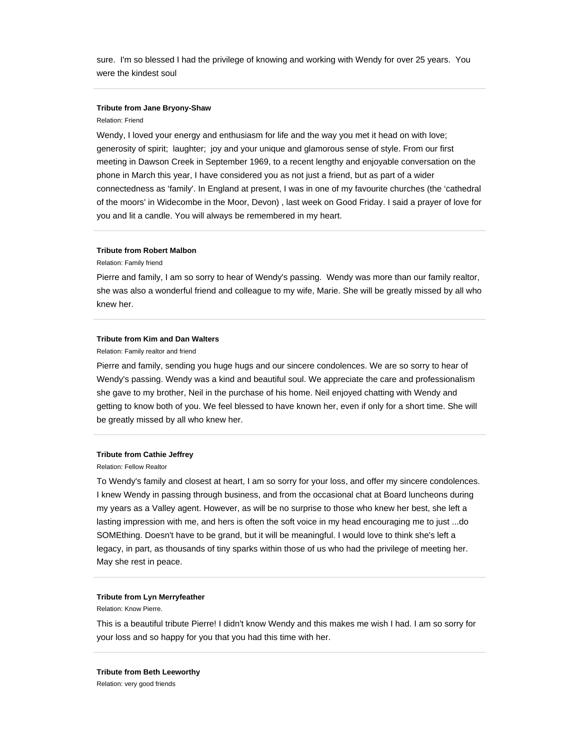sure. I'm so blessed I had the privilege of knowing and working with Wendy for over 25 years. You were the kindest soul

---

**Tribute from Jane Bryony-Shaw**

Relation: Friend

Wendy, I loved your energy and enthusiasm for life and the way you met it head on with love; generosity of spirit; laughter; joy and your unique and glamorous sense of style. From our first meeting in Dawson Creek in September 1969, to a recent lengthy and enjoyable conversation on the phone in March this year, I have considered you as not just a friend, but as part of a wider connectedness as 'family'. In England at present, I was in one of my favourite churches (the 'cathedral of the moors' in Widecombe in the Moor, Devon) , last week on Good Friday. I said a prayer of love for you and lit a candle. You will always be remembered in my heart.

---

**Tribute from Robert Malbon**

Relation: Family friend

Pierre and family, I am so sorry to hear of Wendy's passing. Wendy was more than our family realtor, she was also a wonderful friend and colleague to my wife, Marie. She will be greatly missed by all who knew her.

---

**Tribute from Kim and Dan Walters**

Relation: Family realtor and friend

Pierre and family, sending you huge hugs and our sincere condolences. We are so sorry to hear of Wendy's passing. Wendy was a kind and beautiful soul. We appreciate the care and professionalism she gave to my brother, Neil in the purchase of his home. Neil enjoyed chatting with Wendy and getting to know both of you. We feel blessed to have known her, even if only for a short time. She will be greatly missed by all who knew her.

---

**Tribute from Cathie Jeffrey**

Relation: Fellow Realtor

To Wendy's family and closest at heart, I am so sorry for your loss, and offer my sincere condolences. I knew Wendy in passing through business, and from the occasional chat at Board luncheons during my years as a Valley agent. However, as will be no surprise to those who knew her best, she left a lasting impression with me, and hers is often the soft voice in my head encouraging me to just ...do SOMEthing. Doesn't have to be grand, but it will be meaningful. I would love to think she's left a legacy, in part, as thousands of tiny sparks within those of us who had the privilege of meeting her. May she rest in peace.

---

**Tribute from Lyn Merryfeather**

Relation: Know Pierre.

This is a beautiful tribute Pierre! I didn't know Wendy and this makes me wish I had. I am so sorry for your loss and so happy for you that you had this time with her.

---

**Tribute from Beth Leeworthy**

Relation: very good friends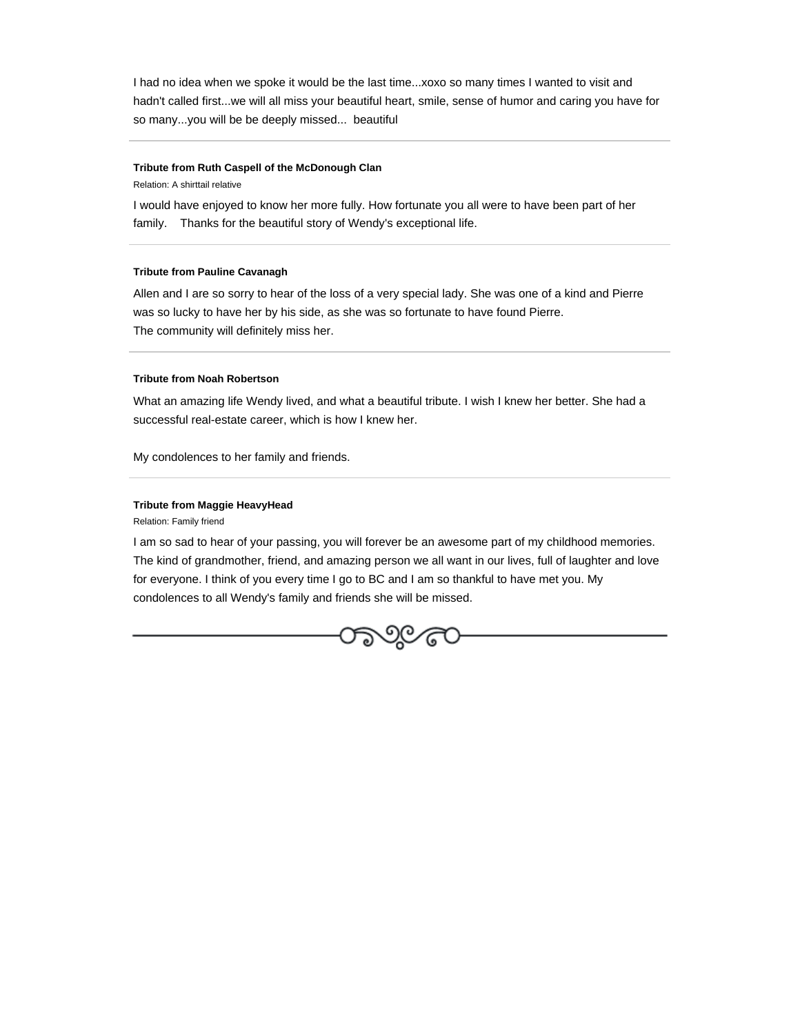I had no idea when we spoke it would be the last time...xoxo so many times I wanted to visit and hadn't called first...we will all miss your beautiful heart, smile, sense of humor and caring you have for so many...you will be be deeply missed... beautiful

---

**Tribute from Ruth Caspell of the McDonough Clan**

Relation: A shirttail relative

I would have enjoyed to know her more fully. How fortunate you all were to have been part of her family. Thanks for the beautiful story of Wendy's exceptional life.

---

**Tribute from Pauline Cavanagh**

Allen and I are so sorry to hear of the loss of a very special lady. She was one of a kind and Pierre was so lucky to have her by his side, as she was so fortunate to have found Pierre.
The community will definitely miss her.

---

**Tribute from Noah Robertson**

What an amazing life Wendy lived, and what a beautiful tribute. I wish I knew her better. She had a successful real-estate career, which is how I knew her.

My condolences to her family and friends.

---

**Tribute from Maggie HeavyHead**

Relation: Family friend

I am so sad to hear of your passing, you will forever be an awesome part of my childhood memories. The kind of grandmother, friend, and amazing person we all want in our lives, full of laughter and love for everyone. I think of you every time I go to BC and I am so thankful to have met you. My condolences to all Wendy's family and friends she will be missed.